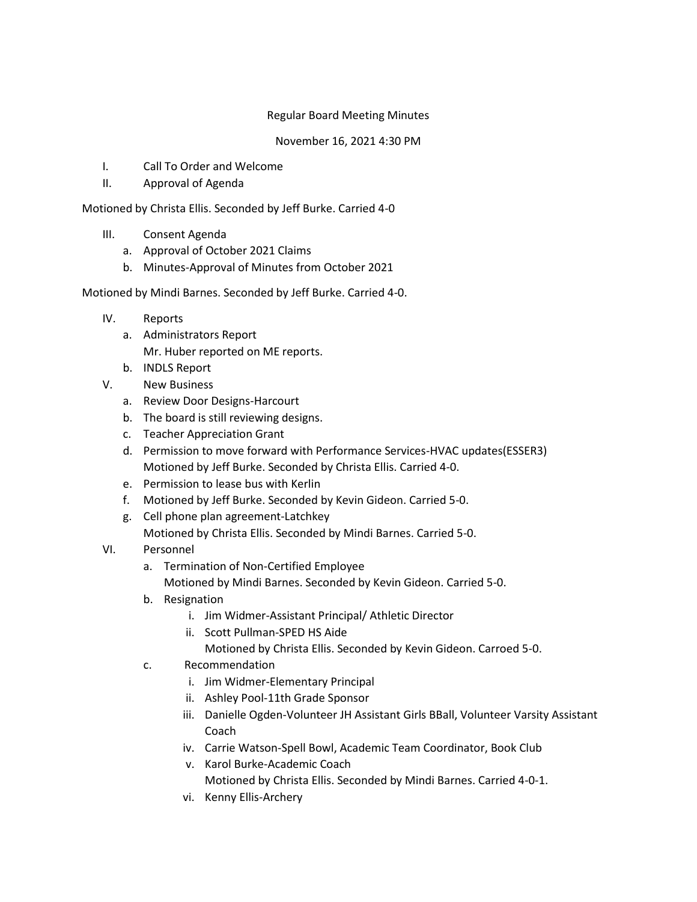Regular Board Meeting Minutes

November 16, 2021 4:30 PM

I. Call To Order and Welcome
II. Approval of Agenda

Motioned by Christa Ellis. Seconded by Jeff Burke. Carried 4-0

III. Consent Agenda
   a. Approval of October 2021 Claims
   b. Minutes-Approval of Minutes from October 2021

Motioned by Mindi Barnes. Seconded by Jeff Burke. Carried 4-0.

IV. Reports
   a. Administrators Report
      Mr. Huber reported on ME reports.
   b. INDLS Report
V. New Business
   a. Review Door Designs-Harcourt
   b. The board is still reviewing designs.
   c. Teacher Appreciation Grant
   d. Permission to move forward with Performance Services-HVAC updates(ESSER3)
      Motioned by Jeff Burke. Seconded by Christa Ellis. Carried 4-0.
   e. Permission to lease bus with Kerlin
   f. Motioned by Jeff Burke. Seconded by Kevin Gideon. Carried 5-0.
   g. Cell phone plan agreement-Latchkey
      Motioned by Christa Ellis. Seconded by Mindi Barnes. Carried 5-0.
VI. Personnel
   a. Termination of Non-Certified Employee
      Motioned by Mindi Barnes. Seconded by Kevin Gideon. Carried 5-0.
   b. Resignation
      i. Jim Widmer-Assistant Principal/ Athletic Director
      ii. Scott Pullman-SPED HS Aide
         Motioned by Christa Ellis. Seconded by Kevin Gideon. Carroed 5-0.
   c. Recommendation
      i. Jim Widmer-Elementary Principal
      ii. Ashley Pool-11th Grade Sponsor
      iii. Danielle Ogden-Volunteer JH Assistant Girls BBall, Volunteer Varsity Assistant Coach
      iv. Carrie Watson-Spell Bowl, Academic Team Coordinator, Book Club
      v. Karol Burke-Academic Coach
         Motioned by Christa Ellis. Seconded by Mindi Barnes. Carried 4-0-1.
      vi. Kenny Ellis-Archery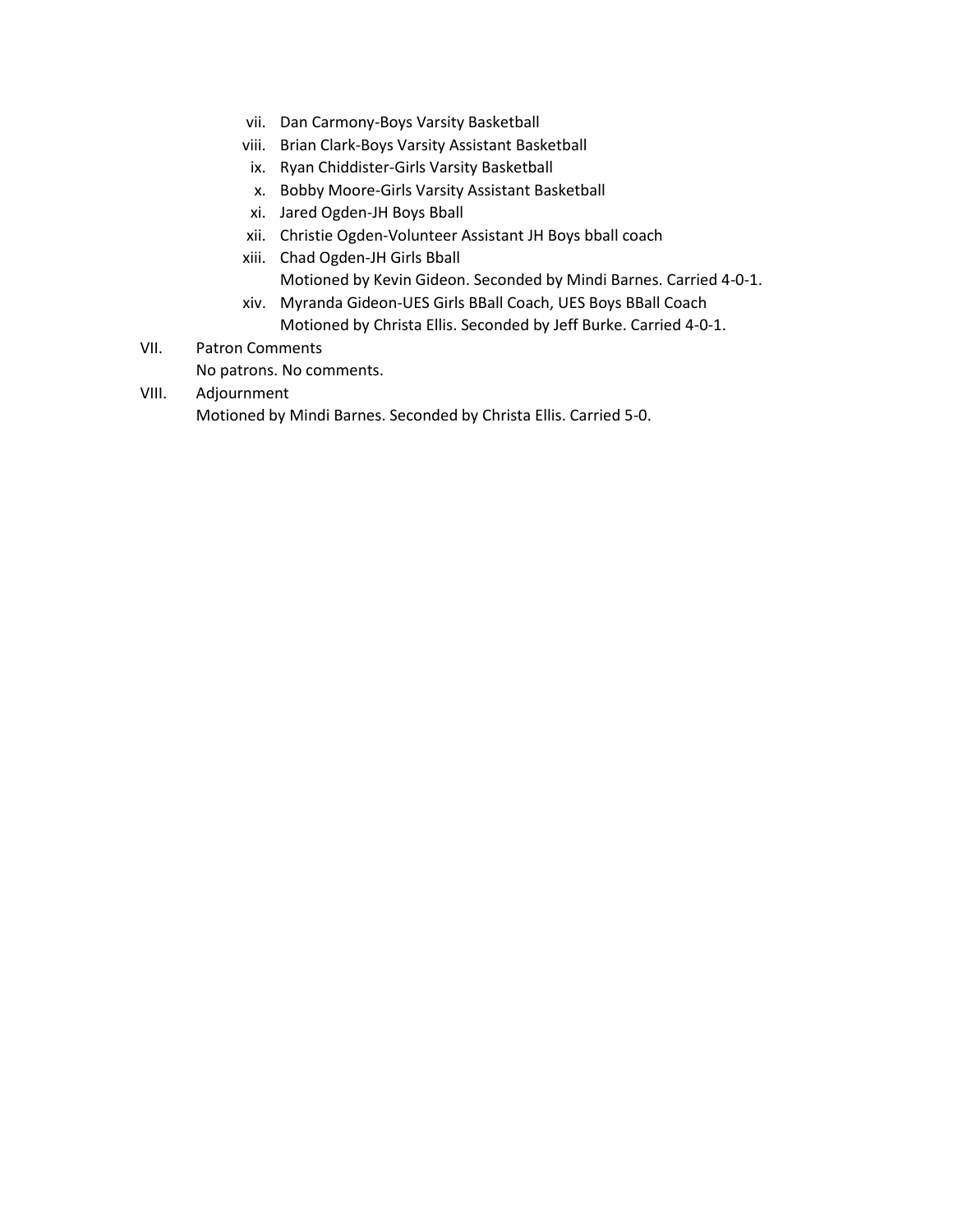vii. Dan Carmony-Boys Varsity Basketball
viii. Brian Clark-Boys Varsity Assistant Basketball
ix. Ryan Chiddister-Girls Varsity Basketball
x. Bobby Moore-Girls Varsity Assistant Basketball
xi. Jared Ogden-JH Boys Bball
xii. Christie Ogden-Volunteer Assistant JH Boys bball coach
xiii. Chad Ogden-JH Girls Bball
Motioned by Kevin Gideon. Seconded by Mindi Barnes. Carried 4-0-1.
xiv. Myranda Gideon-UES Girls BBall Coach, UES Boys BBall Coach
Motioned by Christa Ellis. Seconded by Jeff Burke. Carried 4-0-1.

VII. Patron Comments
No patrons. No comments.

VIII. Adjournment
Motioned by Mindi Barnes. Seconded by Christa Ellis. Carried 5-0.